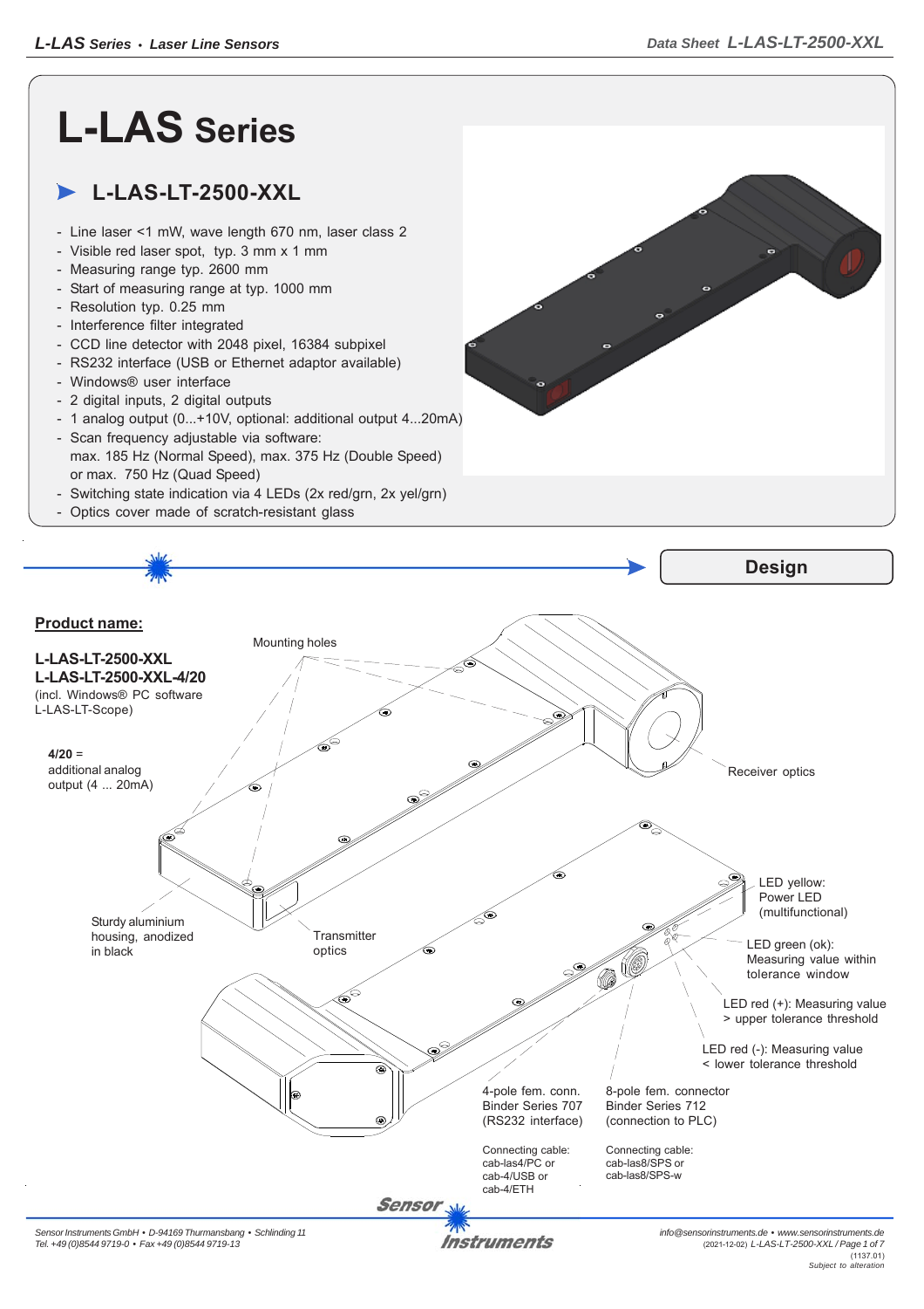# L-LAS Series

## L-LAS-LT-2500-XXL

- Line laser <1 mW, wave length 670 nm, laser class 2
- Visible red laser spot, typ. 3 mm x 1 mm
- Measuring range typ. 2600 mm
- Start of measuring range at typ. 1000 mm
- Resolution typ. 0.25 mm
- Interference filter integrated
- CCD line detector with 2048 pixel, 16384 subpixel
- RS232 interface (USB or Ethernet adaptor available)
- Windows® user interface
- 2 digital inputs, 2 digital outputs
- 1 analog output (0...+10V, optional: additional output 4...20mA)
- Scan frequency adjustable via software:
  max. 185 Hz (Normal Speed), max. 375 Hz (Double Speed) or max. 750 Hz (Quad Speed)
- Switching state indication via 4 LEDs (2x red/grn, 2x yel/grn)
- Optics cover made of scratch-resistant glass

## Design

**Product name:**

**L-LAS-LT-2500-XXL**
**L-LAS-LT-2500-XXL-4/20**
(incl. Windows® PC software L-LAS-LT-Scope)

**4/20** = additional analog output (4 ... 20mA)

Mounting holes

Receiver optics

Sturdy aluminium housing, anodized in black

Transmitter optics

LED yellow: Power LED (multifunctional)

LED green (ok): Measuring value within tolerance window

LED red (+): Measuring value > upper tolerance threshold

LED red (-): Measuring value < lower tolerance threshold

4-pole fem. conn. Binder Series 707 (RS232 interface)

Connecting cable: cab-las4/PC or cab-4/USB or cab-4/ETH

8-pole fem. connector Binder Series 712 (connection to PLC)

Connecting cable: cab-las8/SPS or cab-las8/SPS-w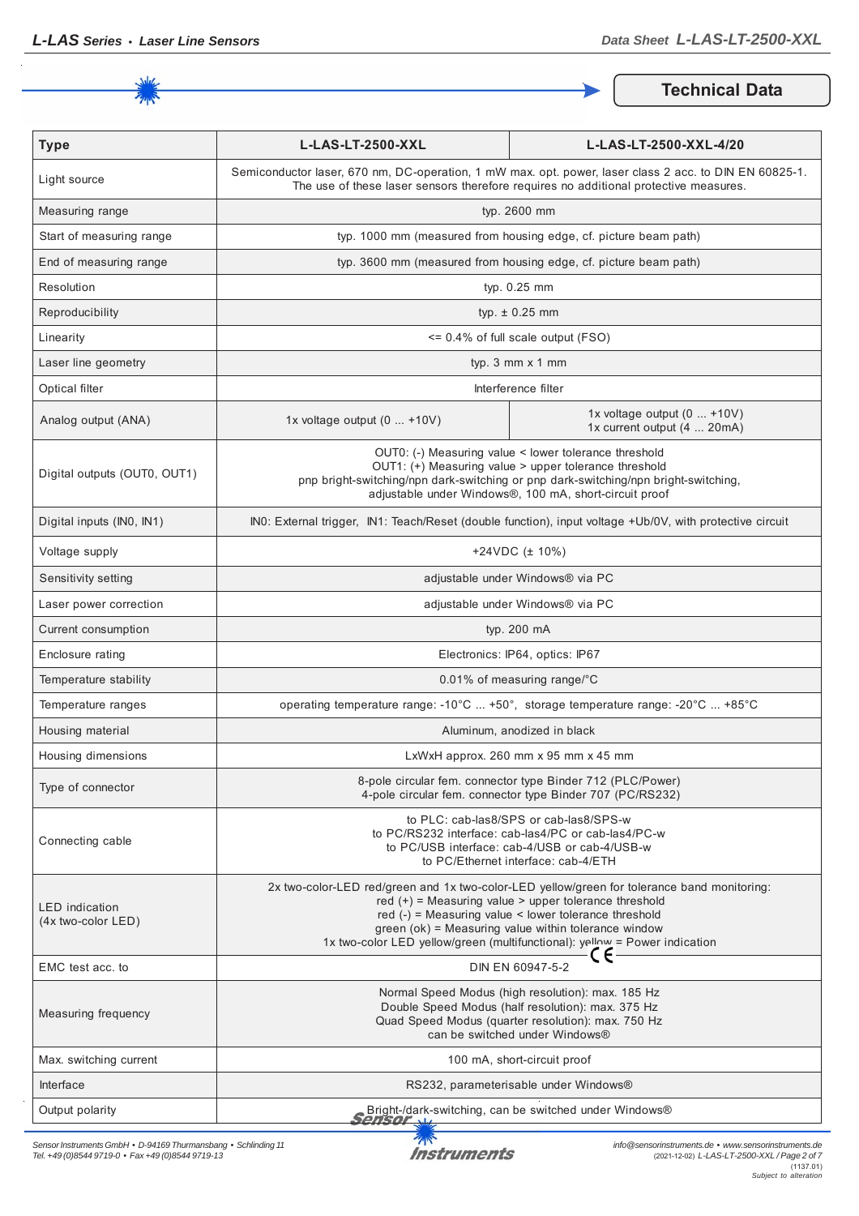## Technical Data

| Type | L-LAS-LT-2500-XXL | L-LAS-LT-2500-XXL-4/20 |
|---|---|---|
| Light source | Semiconductor laser, 670 nm, DC-operation, 1 mW max. opt. power, laser class 2 acc. to DIN EN 60825-1. The use of these laser sensors therefore requires no additional protective measures. | |
| Measuring range | typ. 2600 mm | |
| Start of measuring range | typ. 1000 mm (measured from housing edge, cf. picture beam path) | |
| End of measuring range | typ. 3600 mm (measured from housing edge, cf. picture beam path) | |
| Resolution | typ. 0.25 mm | |
| Reproducibility | typ. ± 0.25 mm | |
| Linearity | <= 0.4% of full scale output (FSO) | |
| Laser line geometry | typ. 3 mm x 1 mm | |
| Optical filter | Interference filter | |
| Analog output (ANA) | 1x voltage output (0 ... +10V) | 1x voltage output (0 ... +10V)<br>1x current output (4 ... 20mA) |
| Digital outputs (OUT0, OUT1) | OUT0: (-) Measuring value < lower tolerance threshold<br>OUT1: (+) Measuring value > upper tolerance threshold<br>pnp bright-switching/npn dark-switching or pnp dark-switching/npn bright-switching, adjustable under Windows®, 100 mA, short-circuit proof | |
| Digital inputs (IN0, IN1) | IN0: External trigger, IN1: Teach/Reset (double function), input voltage +Ub/0V, with protective circuit | |
| Voltage supply | +24VDC (± 10%) | |
| Sensitivity setting | adjustable under Windows® via PC | |
| Laser power correction | adjustable under Windows® via PC | |
| Current consumption | typ. 200 mA | |
| Enclosure rating | Electronics: IP64, optics: IP67 | |
| Temperature stability | 0.01% of measuring range/°C | |
| Temperature ranges | operating temperature range: -10°C ... +50°, storage temperature range: -20°C ... +85°C | |
| Housing material | Aluminum, anodized in black | |
| Housing dimensions | LxWxH approx. 260 mm x 95 mm x 45 mm | |
| Type of connector | 8-pole circular fem. connector type Binder 712 (PLC/Power)<br>4-pole circular fem. connector type Binder 707 (PC/RS232) | |
| Connecting cable | to PLC: cab-las8/SPS or cab-las8/SPS-w<br>to PC/RS232 interface: cab-las4/PC or cab-las4/PC-w<br>to PC/USB interface: cab-4/USB or cab-4/USB-w<br>to PC/Ethernet interface: cab-4/ETH | |
| LED indication (4x two-color LED) | 2x two-color-LED red/green and 1x two-color-LED yellow/green for tolerance band monitoring:<br>red (+) = Measuring value > upper tolerance threshold<br>red (-) = Measuring value < lower tolerance threshold<br>green (ok) = Measuring value within tolerance window<br>1x two-color LED yellow/green (multifunctional): yellow = Power indication | |
| EMC test acc. to | CE DIN EN 60947-5-2 | |
| Measuring frequency | Normal Speed Modus (high resolution): max. 185 Hz<br>Double Speed Modus (half resolution): max. 375 Hz<br>Quad Speed Modus (quarter resolution): max. 750 Hz<br>can be switched under Windows® | |
| Max. switching current | 100 mA, short-circuit proof | |
| Interface | RS232, parameterisable under Windows® | |
| Output polarity | Bright-/dark-switching, can be switched under Windows® | |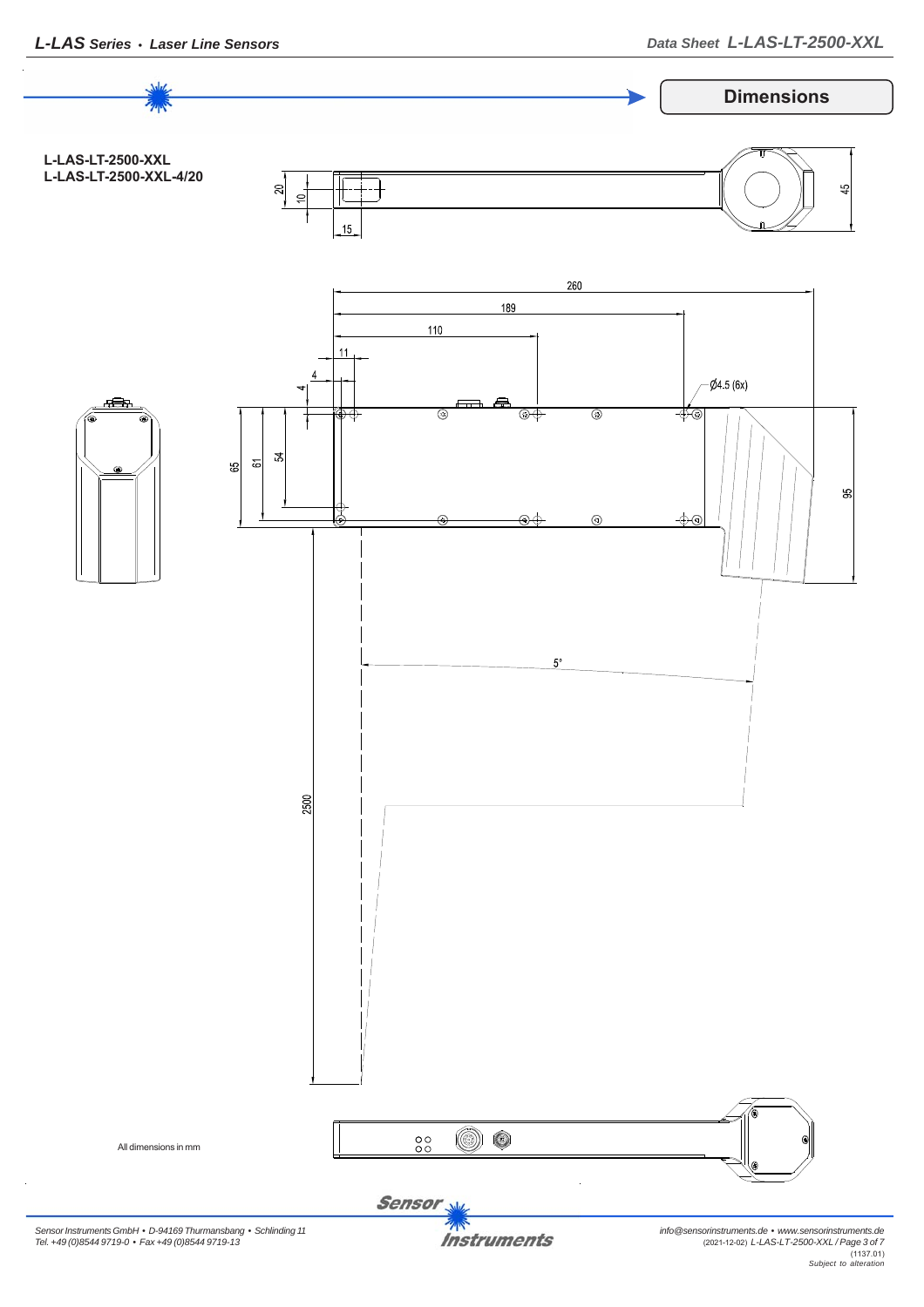## Dimensions

**L-LAS-LT-2500-XXL**
**L-LAS-LT-2500-XXL-4/20**

20 10 15 45

260 189 110 11 4 4 Ø4.5 (6x)

65 61 54 95

5°

2500

All dimensions in mm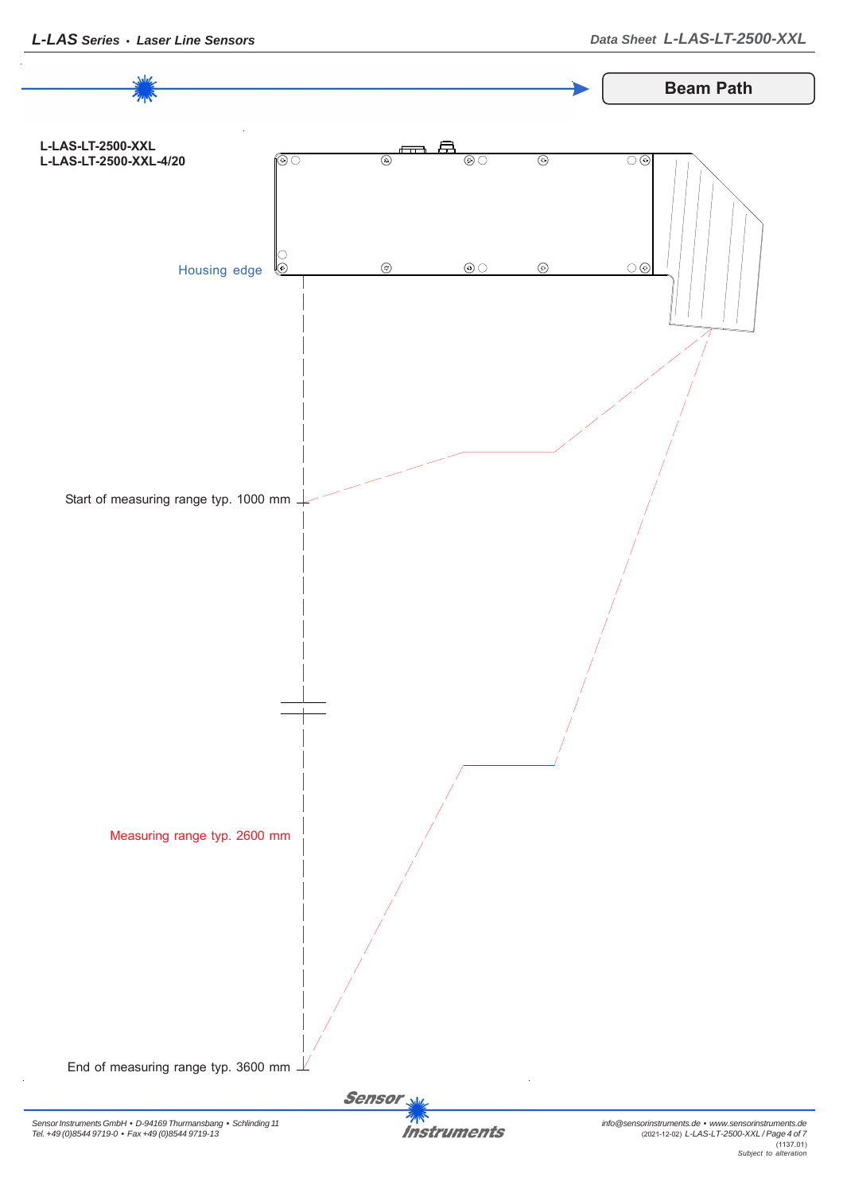## Beam Path

**L-LAS-LT-2500-XXL**
**L-LAS-LT-2500-XXL-4/20**

Housing edge

Start of measuring range typ. 1000 mm

Measuring range typ. 2600 mm

End of measuring range typ. 3600 mm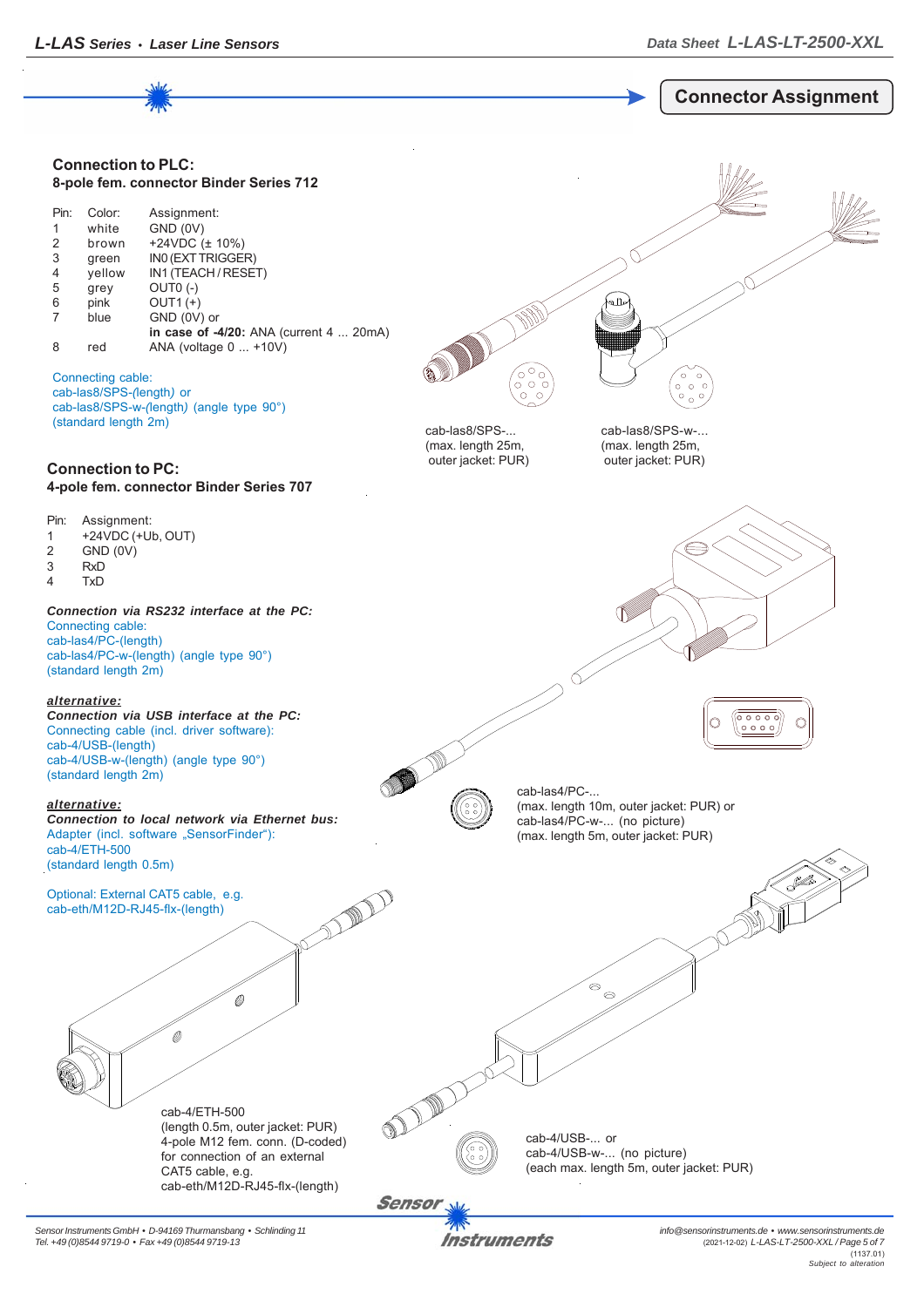## Connector Assignment

### Connection to PLC:
**8-pole fem. connector Binder Series 712**

| Pin: | Color: | Assignment: |
|---|---|---|
| 1 | white | GND (0V) |
| 2 | brown | +24VDC (± 10%) |
| 3 | green | IN0 (EXT TRIGGER) |
| 4 | yellow | IN1 (TEACH / RESET) |
| 5 | grey | OUT0 (-) |
| 6 | pink | OUT1 (+) |
| 7 | blue | GND (0V) or **in case of -4/20:** ANA (current 4 ... 20mA) |
| 8 | red | ANA (voltage 0 ... +10V) |

Connecting cable:
cab-las8/SPS-(length) or
cab-las8/SPS-w-(length) (angle type 90°)
(standard length 2m)

cab-las8/SPS-...
(max. length 25m,
outer jacket: PUR)

cab-las8/SPS-w-...
(max. length 25m,
outer jacket: PUR)

### Connection to PC:
**4-pole fem. connector Binder Series 707**

| Pin: | Assignment: |
|---|---|
| 1 | +24VDC (+Ub, OUT) |
| 2 | GND (0V) |
| 3 | RxD |
| 4 | TxD |

***Connection via RS232 interface at the PC:***
Connecting cable:
cab-las4/PC-(length)
cab-las4/PC-w-(length) (angle type 90°)
(standard length 2m)

***alternative:***
***Connection via USB interface at the PC:***
Connecting cable (incl. driver software):
cab-4/USB-(length)
cab-4/USB-w-(length) (angle type 90°)
(standard length 2m)

***alternative:***
***Connection to local network via Ethernet bus:***
Adapter (incl. software „SensorFinder“):
cab-4/ETH-500
(standard length 0.5m)

Optional: External CAT5 cable, e.g.
cab-eth/M12D-RJ45-flx-(length)

cab-las4/PC-...
(max. length 10m, outer jacket: PUR) or
cab-las4/PC-w-... (no picture)
(max. length 5m, outer jacket: PUR)

cab-4/ETH-500
(length 0.5m, outer jacket: PUR)
4-pole M12 fem. conn. (D-coded)
for connection of an external
CAT5 cable, e.g.
cab-eth/M12D-RJ45-flx-(length)

cab-4/USB-... or
cab-4/USB-w-... (no picture)
(each max. length 5m, outer jacket: PUR)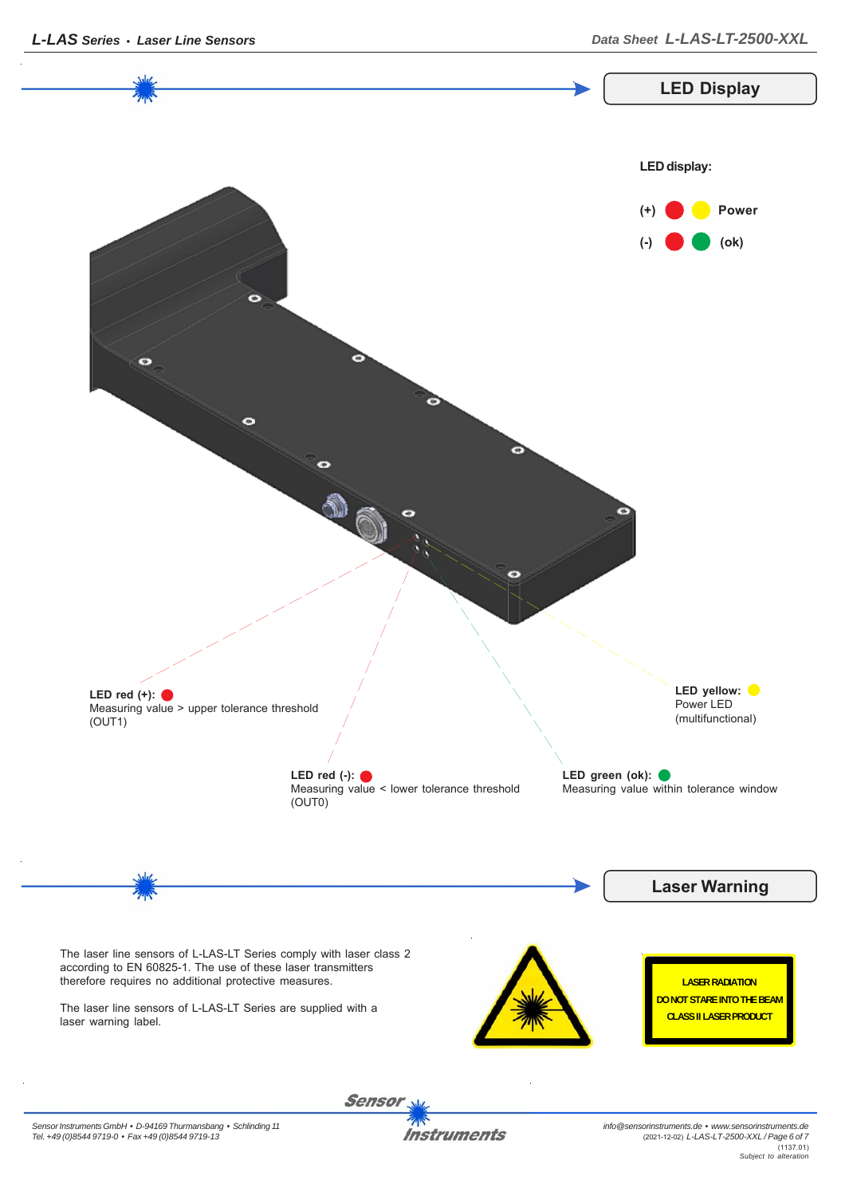## LED Display

**LED display:**

(+) Power

(-) (ok)

**LED red (+):**
Measuring value > upper tolerance threshold (OUT1)

**LED yellow:**
Power LED (multifunctional)

**LED red (-):**
Measuring value < lower tolerance threshold (OUT0)

**LED green (ok):**
Measuring value within tolerance window

## Laser Warning

The laser line sensors of L-LAS-LT Series comply with laser class 2 according to EN 60825-1. The use of these laser transmitters therefore requires no additional protective measures.

The laser line sensors of L-LAS-LT Series are supplied with a laser warning label.

LASER RADIATION
DO NOT STARE INTO THE BEAM
CLASS II LASER PRODUCT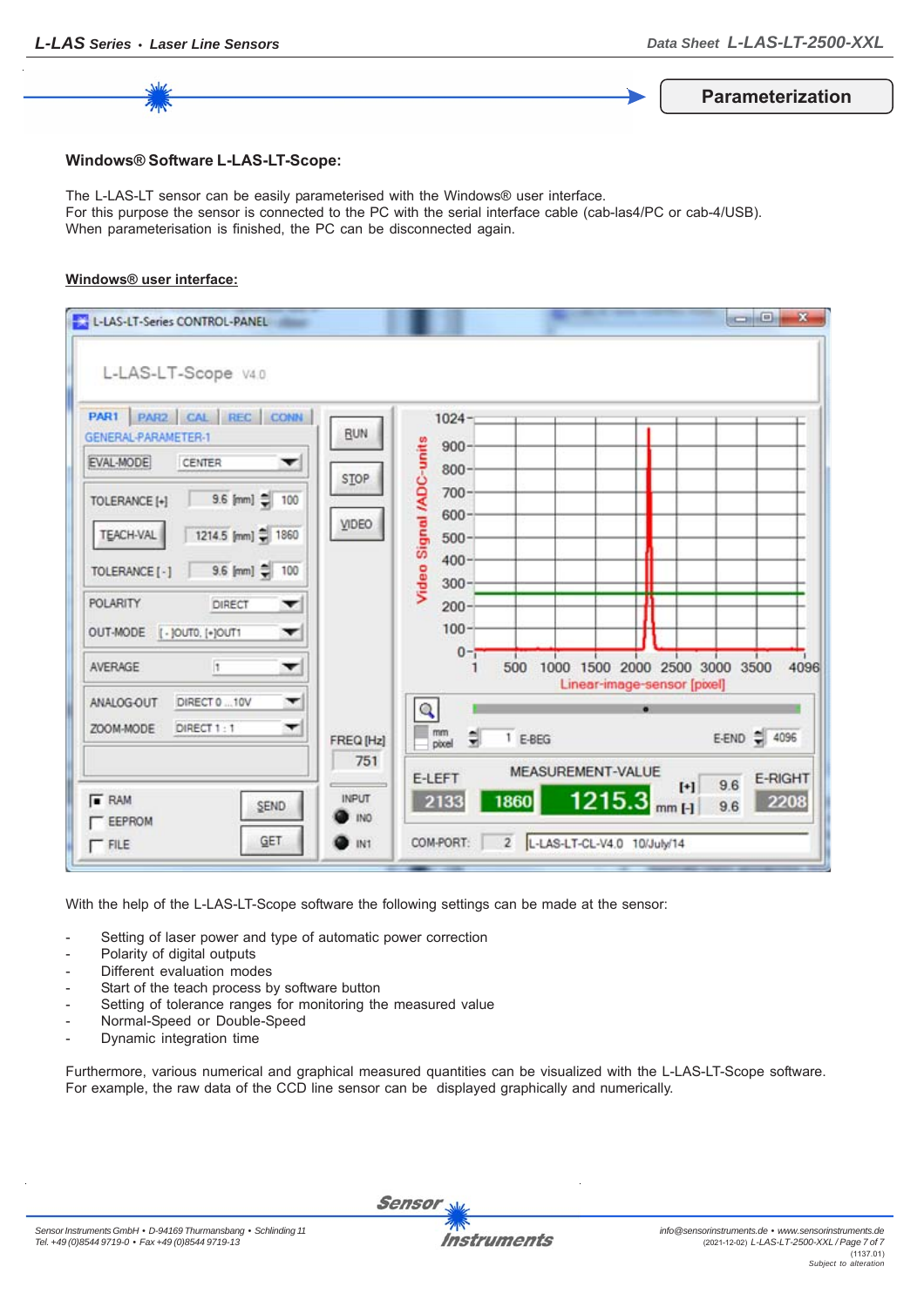## Parameterization

**Windows® Software L-LAS-LT-Scope:**

The L-LAS-LT sensor can be easily parameterised with the Windows® user interface.
For this purpose the sensor is connected to the PC with the serial interface cable (cab-las4/PC or cab-4/USB).
When parameterisation is finished, the PC can be disconnected again.

**Windows® user interface:**

L-LAS-LT-Series CONTROL-PANEL

L-LAS-LT-Scope V4.0

PAR1 PAR2 CAL REC CONN

GENERAL-PARAMETER-1

EVAL-MODE CENTER

TOLERANCE [+] 9.6 [mm] 100

TEACH-VAL 1214.5 [mm] 1860

TOLERANCE [-] 9.6 [mm] 100

POLARITY DIRECT

OUT-MODE [-]OUT0, [+]OUT1

AVERAGE 1

ANALOG-OUT DIRECT 0 ...10V

ZOOM-MODE DIRECT 1 : 1

RAM EEPROM FILE SEND GET

RUN STOP VIDEO

FREQ [Hz] 751

INPUT IN0 IN1

Video Signal /ADC-units

1024 900 800 700 600 500 400 300 200 100 0

1 500 1000 1500 2000 2500 3000 3500 4096

Linear-image-sensor [pixel]

mm pixel 1 E-BEG E-END 4096

E-LEFT 2133 MEASUREMENT-VALUE 1860 1215.3 mm [+] 9.6 [-] 9.6 E-RIGHT 2208

COM-PORT: 2 L-LAS-LT-CL-V4.0 10/July/14

With the help of the L-LAS-LT-Scope software the following settings can be made at the sensor:

- Setting of laser power and type of automatic power correction
- Polarity of digital outputs
- Different evaluation modes
- Start of the teach process by software button
- Setting of tolerance ranges for monitoring the measured value
- Normal-Speed or Double-Speed
- Dynamic integration time

Furthermore, various numerical and graphical measured quantities can be visualized with the L-LAS-LT-Scope software.
For example, the raw data of the CCD line sensor can be displayed graphically and numerically.